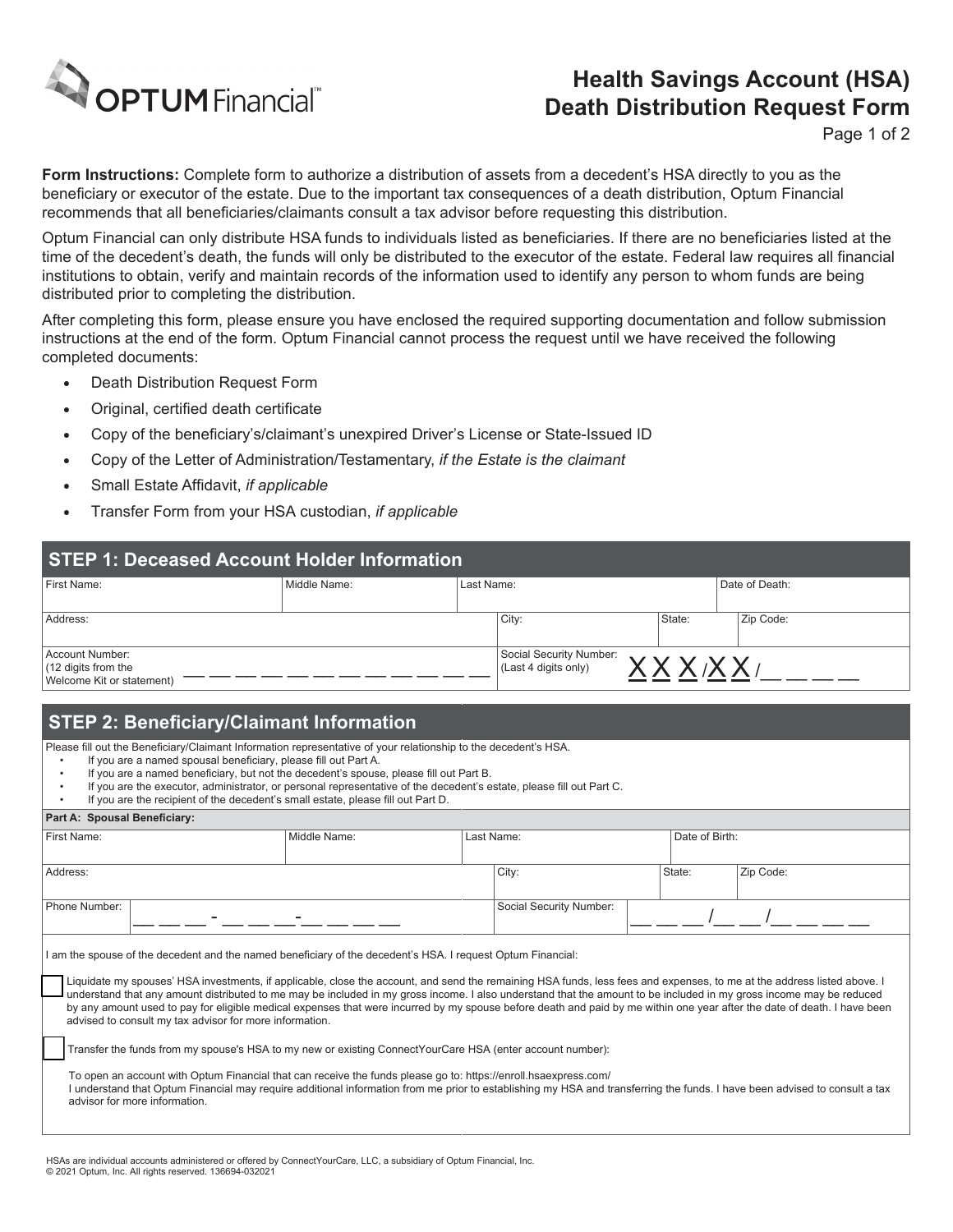# Health Savings Account (HSA) Death Distribution Request Form

**Form Instructions:** Complete form to authorize a distribution of assets from a decedent's HSA directly to you as the beneficiary or executor of the estate. Due to the important tax consequences of a death distribution, Optum Financial recommends that all beneficiaries/claimants consult a tax advisor before requesting this distribution.

Optum Financial can only distribute HSA funds to individuals listed as beneficiaries. If there are no beneficiaries listed at the time of the decedent's death, the funds will only be distributed to the executor of the estate. Federal law requires all financial institutions to obtain, verify and maintain records of the information used to identify any person to whom funds are being distributed prior to completing the distribution.

After completing this form, please ensure you have enclosed the required supporting documentation and follow submission instructions at the end of the form. Optum Financial cannot process the request until we have received the following completed documents:

- Death Distribution Request Form
- Original, certified death certificate
- Copy of the beneficiary's/claimant's unexpired Driver's License or State-Issued ID
- Copy of the Letter of Administration/Testamentary, *if the Estate is the claimant*
- Small Estate Affidavit, *if applicable*
- Transfer Form from your HSA custodian, *if applicable*

## STEP 1: Deceased Account Holder Information

| First Name: | Middle Name: | Last Name: | Date of Death: |
|---|---|---|---|
| Address: | City: | State: | Zip Code: |
| Account Number: (12 digits from the Welcome Kit or statement) \_\_ \_\_ \_\_ \_\_ \_\_ \_\_ \_\_ \_\_ \_\_ \_\_ \_\_ \_\_ | Social Security Number: (Last 4 digits only) XXX/XX/\_\_ \_\_ \_\_ \_\_ | | |

## STEP 2: Beneficiary/Claimant Information

Please fill out the Beneficiary/Claimant Information representative of your relationship to the decedent's HSA.

- If you are a named spousal beneficiary, please fill out Part A.
- If you are a named beneficiary, but not the decedent's spouse, please fill out Part B.
- If you are the executor, administrator, or personal representative of the decedent's estate, please fill out Part C.
- If you are the recipient of the decedent's small estate, please fill out Part D.

**Part A: Spousal Beneficiary:**

| First Name: | Middle Name: | Last Name: | Date of Birth: |
|---|---|---|---|
| Address: | City: | State: | Zip Code: |
| Phone Number: \_\_ \_\_ \_\_ - \_\_ \_\_ \_\_ - \_\_ \_\_ \_\_ \_\_ | Social Security Number: \_\_ \_\_ \_\_ / \_\_ \_\_ / \_\_ \_\_ \_\_ \_\_ | | |

I am the spouse of the decedent and the named beneficiary of the decedent's HSA. I request Optum Financial:

☐ Liquidate my spouses' HSA investments, if applicable, close the account, and send the remaining HSA funds, less fees and expenses, to me at the address listed above. I understand that any amount distributed to me may be included in my gross income. I also understand that the amount to be included in my gross income may be reduced by any amount used to pay for eligible medical expenses that were incurred by my spouse before death and paid by me within one year after the date of death. I have been advised to consult my tax advisor for more information.

☐ Transfer the funds from my spouse's HSA to my new or existing ConnectYourCare HSA (enter account number):

To open an account with Optum Financial that can receive the funds please go to: https://enroll.hsaexpress.com/
I understand that Optum Financial may require additional information from me prior to establishing my HSA and transferring the funds. I have been advised to consult a tax advisor for more information.

HSAs are individual accounts administered or offered by ConnectYourCare, LLC, a subsidiary of Optum Financial, Inc.
© 2021 Optum, Inc. All rights reserved. 136694-032021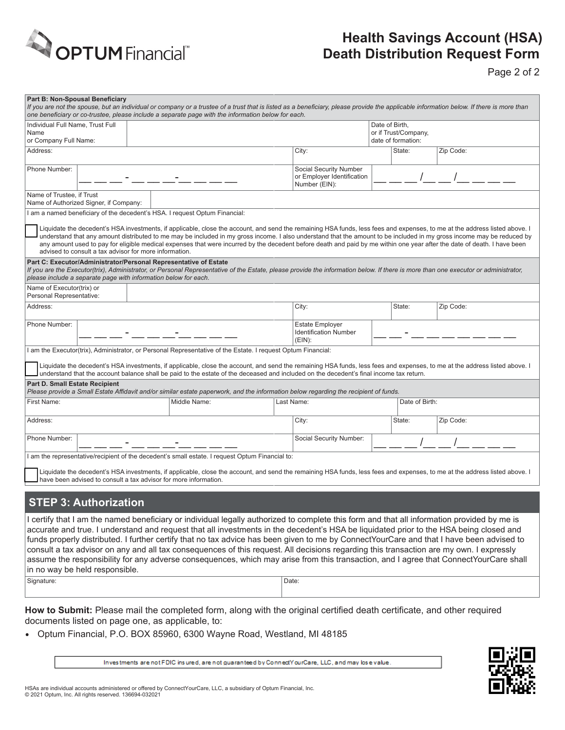# Health Savings Account (HSA) Death Distribution Request Form

**Part B: Non-Spousal Beneficiary**

*If you are not the spouse, but an individual or company or a trustee of a trust that is listed as a beneficiary, please provide the applicable information below. If there is more than one beneficiary or co-trustee, please include a separate page with the information below for each.*

| | | | |
|---|---|---|---|
| Individual Full Name, Trust Full Name or Company Full Name: | | Date of Birth, or if Trust/Company, date of formation: | |
| Address: | City: | State: | Zip Code: |
| Phone Number: ___ ___ ___ - ___ ___ ___ - ___ ___ ___ ___ | Social Security Number or Employer Identification Number (EIN): ___ ___ ___ / ___ ___ / ___ ___ ___ ___ | | |
| Name of Trustee, if Trust Name of Authorized Signer, if Company: | | | |

I am a named beneficiary of the decedent's HSA. I request Optum Financial:

☐ Liquidate the decedent's HSA investments, if applicable, close the account, and send the remaining HSA funds, less fees and expenses, to me at the address listed above. I understand that any amount distributed to me may be included in my gross income. I also understand that the amount to be included in my gross income may be reduced by any amount used to pay for eligible medical expenses that were incurred by the decedent before death and paid by me within one year after the date of death. I have been advised to consult a tax advisor for more information.

**Part C: Executor/Administrator/Personal Representative of Estate**

*If you are the Executor(trix), Administrator, or Personal Representative of the Estate, please provide the information below. If there is more than one executor or administrator, please include a separate page with information below for each.*

| | | | |
|---|---|---|---|
| Name of Executor(trix) or Personal Representative: | | | |
| Address: | City: | State: | Zip Code: |
| Phone Number: ___ ___ ___ - ___ ___ ___ - ___ ___ ___ ___ | Estate Employer Identification Number (EIN): ___ ___ - ___ ___ ___ ___ ___ ___ ___ | | |

I am the Executor(trix), Administrator, or Personal Representative of the Estate. I request Optum Financial:

☐ Liquidate the decedent's HSA investments, if applicable, close the account, and send the remaining HSA funds, less fees and expenses, to me at the address listed above. I understand that the account balance shall be paid to the estate of the deceased and included on the decedent's final income tax return.

**Part D. Small Estate Recipient**

*Please provide a Small Estate Affidavit and/or similar estate paperwork, and the information below regarding the recipient of funds.*

| | | | |
|---|---|---|---|
| First Name: | Middle Name: | Last Name: | Date of Birth: |
| Address: | City: | State: | Zip Code: |
| Phone Number: ___ ___ ___ - ___ ___ ___ - ___ ___ ___ ___ | Social Security Number: ___ ___ ___ / ___ ___ / ___ ___ ___ ___ | | |

I am the representative/recipient of the decedent's small estate. I request Optum Financial to:

☐ Liquidate the decedent's HSA investments, if applicable, close the account, and send the remaining HSA funds, less fees and expenses, to me at the address listed above. I have been advised to consult a tax advisor for more information.

## STEP 3: Authorization

I certify that I am the named beneficiary or individual legally authorized to complete this form and that all information provided by me is accurate and true. I understand and request that all investments in the decedent's HSA be liquidated prior to the HSA being closed and funds properly distributed. I further certify that no tax advice has been given to me by ConnectYourCare and that I have been advised to consult a tax advisor on any and all tax consequences of this request. All decisions regarding this transaction are my own. I expressly assume the responsibility for any adverse consequences, which may arise from this transaction, and I agree that ConnectYourCare shall in no way be held responsible.

| | |
|---|---|
| Signature: | Date: |

**How to Submit:** Please mail the completed form, along with the original certified death certificate, and other required documents listed on page one, as applicable, to:

- Optum Financial, P.O. BOX 85960, 6300 Wayne Road, Westland, MI 48185

Investments are not FDIC insured, are not guaranteed by ConnectYourCare, LLC, and may lose value.

HSAs are individual accounts administered or offered by ConnectYourCare, LLC, a subsidiary of Optum Financial, Inc.
© 2021 Optum, Inc. All rights reserved. 136694-032021